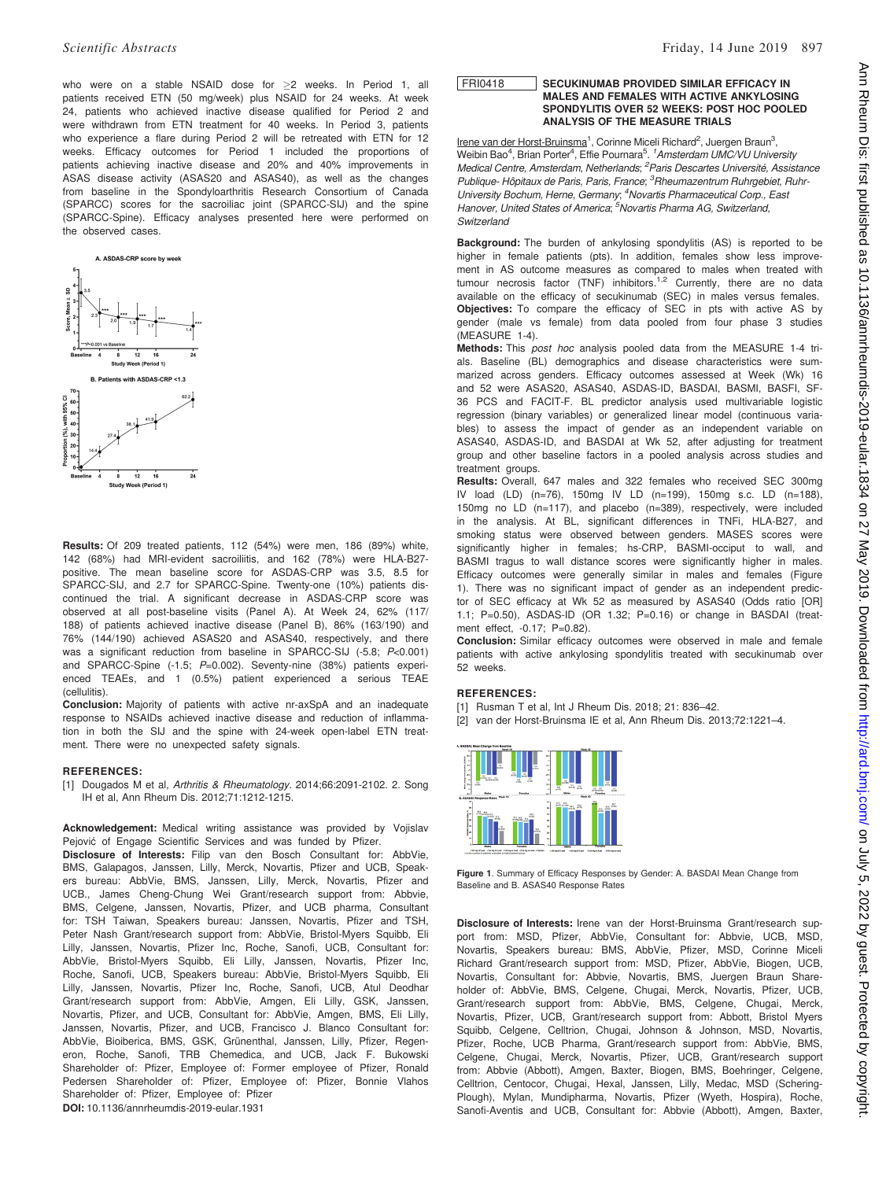who were on a stable NSAID dose for ≥2 weeks. In Period 1, all patients received ETN (50 mg/week) plus NSAID for 24 weeks. At week 24, patients who achieved inactive disease qualified for Period 2 and were withdrawn from ETN treatment for 40 weeks. In Period 3, patients who experience a flare during Period 2 will be retreated with ETN for 12 weeks. Efficacy outcomes for Period 1 included the proportions of patients achieving inactive disease and 20% and 40% improvements in ASAS disease activity (ASAS20 and ASAS40), as well as the changes from baseline in the Spondyloarthritis Research Consortium of Canada (SPARCC) scores for the sacroiliac joint (SPARCC-SIJ) and the spine (SPARCC-Spine). Efficacy analyses presented here were performed on the observed cases.

**Results:** Of 209 treated patients, 112 (54%) were men, 186 (89%) white, 142 (68%) had MRI-evident sacroiliitis, and 162 (78%) were HLA-B27-positive. The mean baseline score for ASDAS-CRP was 3.5, 8.5 for SPARCC-SIJ, and 2.7 for SPARCC-Spine. Twenty-one (10%) patients discontinued the trial. A significant decrease in ASDAS-CRP score was observed at all post-baseline visits (Panel A). At Week 24, 62% (117/188) of patients achieved inactive disease (Panel B), 86% (163/190) and 76% (144/190) achieved ASAS20 and ASAS40, respectively, and there was a significant reduction from baseline in SPARCC-SIJ (-5.8; $P<0.001$) and SPARCC-Spine (-1.5; $P=0.002$). Seventy-nine (38%) patients experienced TEAEs, and 1 (0.5%) patient experienced a serious TEAE (cellulitis).

**Conclusion:** Majority of patients with active nr-axSpA and an inadequate response to NSAIDs achieved inactive disease and reduction of inflammation in both the SIJ and the spine with 24-week open-label ETN treatment. There were no unexpected safety signals.

**REFERENCES:**

[1] Dougados M et al, *Arthritis & Rheumatology*. 2014;66:2091-2102. 2. Song IH et al, Ann Rheum Dis. 2012;71:1212-1215.

**Acknowledgement:** Medical writing assistance was provided by Vojislav Pejović of Engage Scientific Services and was funded by Pfizer.

**Disclosure of Interests:** Filip van den Bosch Consultant for: AbbVie, BMS, Galapagos, Janssen, Lilly, Merck, Novartis, Pfizer and UCB, Speakers bureau: AbbVie, BMS, Janssen, Lilly, Merck, Novartis, Pfizer and UCB., James Cheng-Chung Wei Grant/research support from: Abbvie, BMS, Celgene, Janssen, Novartis, Pfizer, and UCB pharma, Consultant for: TSH Taiwan, Speakers bureau: Janssen, Novartis, Pfizer and TSH, Peter Nash Grant/research support from: AbbVie, Bristol-Myers Squibb, Eli Lilly, Janssen, Novartis, Pfizer Inc, Roche, Sanofi, UCB, Consultant for: AbbVie, Bristol-Myers Squibb, Eli Lilly, Janssen, Novartis, Pfizer Inc, Roche, Sanofi, UCB, Speakers bureau: AbbVie, Bristol-Myers Squibb, Eli Lilly, Janssen, Novartis, Pfizer Inc, Roche, Sanofi, UCB, Atul Deodhar Grant/research support from: AbbVie, Amgen, Eli Lilly, GSK, Janssen, Novartis, Pfizer, and UCB, Consultant for: AbbVie, Amgen, BMS, Eli Lilly, Janssen, Novartis, Pfizer, and UCB, Francisco J. Blanco Consultant for: AbbVie, Bioiberica, BMS, GSK, Grünenthal, Janssen, Lilly, Pfizer, Regeneron, Roche, Sanofi, TRB Chemedica, and UCB, Jack F. Bukowski Shareholder of: Pfizer, Employee of: Former employee of Pfizer, Ronald Pedersen Shareholder of: Pfizer, Employee of: Pfizer, Bonnie Vlahos Shareholder of: Pfizer, Employee of: Pfizer

**DOI:** 10.1136/annrheumdis-2019-eular.1931

## FRI0418 SECUKINUMAB PROVIDED SIMILAR EFFICACY IN MALES AND FEMALES WITH ACTIVE ANKYLOSING SPONDYLITIS OVER 52 WEEKS: POST HOC POOLED ANALYSIS OF THE MEASURE TRIALS

Irene van der Horst-Bruinsma[1], Corinne Miceli Richard[2], Juergen Braun[3], Weibin Bao[4], Brian Porter[4], Effie Pournara[5]. [1]Amsterdam UMC/VU University Medical Centre, Amsterdam, Netherlands; [2]Paris Descartes Université, Assistance Publique- Hôpitaux de Paris, Paris, France; [3]Rheumazentrum Ruhrgebiet, Ruhr-University Bochum, Herne, Germany; [4]Novartis Pharmaceutical Corp., East Hanover, United States of America; [5]Novartis Pharma AG, Switzerland, Switzerland

**Background:** The burden of ankylosing spondylitis (AS) is reported to be higher in female patients (pts). In addition, females show less improvement in AS outcome measures as compared to males when treated with tumour necrosis factor (TNF) inhibitors.[1,2] Currently, there are no data available on the efficacy of secukinumab (SEC) in males versus females.

**Objectives:** To compare the efficacy of SEC in pts with active AS by gender (male vs female) from data pooled from four phase 3 studies (MEASURE 1-4).

**Methods:** This *post hoc* analysis pooled data from the MEASURE 1-4 trials. Baseline (BL) demographics and disease characteristics were summarized across genders. Efficacy outcomes assessed at Week (Wk) 16 and 52 were ASAS20, ASAS40, ASDAS-ID, BASDAI, BASMI, BASFI, SF-36 PCS and FACIT-F. BL predictor analysis used multivariable logistic regression (binary variables) or generalized linear model (continuous variables) to assess the impact of gender as an independent variable on ASAS40, ASDAS-ID, and BASDAI at Wk 52, after adjusting for treatment group and other baseline factors in a pooled analysis across studies and treatment groups.

**Results:** Overall, 647 males and 322 females who received SEC 300mg IV load (LD) (n=76), 150mg IV LD (n=199), 150mg s.c. LD (n=188), 150mg no LD (n=117), and placebo (n=389), respectively, were included in the analysis. At BL, significant differences in TNFi, HLA-B27, and smoking status were observed between genders. MASES scores were significantly higher in females; hs-CRP, BASMI-occiput to wall, and BASMI tragus to wall distance scores were significantly higher in males. Efficacy outcomes were generally similar in males and females (Figure 1). There was no significant impact of gender as an independent predictor of SEC efficacy at Wk 52 as measured by ASAS40 (Odds ratio [OR] 1.1; P=0.50), ASDAS-ID (OR 1.32; P=0.16) or change in BASDAI (treatment effect, -0.17; P=0.82).

**Conclusion:** Similar efficacy outcomes were observed in male and female patients with active ankylosing spondylitis treated with secukinumab over 52 weeks.

**REFERENCES:**

[1] Rusman T et al, Int J Rheum Dis. 2018; 21: 836–42.

[2] van der Horst-Bruinsma IE et al, Ann Rheum Dis. 2013;72:1221–4.

Figure 1. Summary of Efficacy Responses by Gender: A. BASDAI Mean Change from Baseline and B. ASAS40 Response Rates

**Disclosure of Interests:** Irene van der Horst-Bruinsma Grant/research support from: MSD, Pfizer, AbbVie, Consultant for: Abbvie, UCB, MSD, Novartis, Speakers bureau: BMS, AbbVie, Pfizer, MSD, Corinne Miceli Richard Grant/research support from: MSD, Pfizer, AbbVie, Biogen, UCB, Novartis, Consultant for: Abbvie, Novartis, BMS, Juergen Braun Shareholder of: AbbVie, BMS, Celgene, Chugai, Merck, Novartis, Pfizer, UCB, Grant/research support from: AbbVie, BMS, Celgene, Chugai, Merck, Novartis, Pfizer, UCB, Grant/research support from: Abbott, Bristol Myers Squibb, Celgene, Celltrion, Chugai, Johnson & Johnson, MSD, Novartis, Pfizer, Roche, UCB Pharma, Grant/research support from: AbbVie, BMS, Celgene, Chugai, Merck, Novartis, Pfizer, UCB, Grant/research support from: Abbvie (Abbott), Amgen, Baxter, Biogen, BMS, Boehringer, Celgene, Celltrion, Centocor, Chugai, Hexal, Janssen, Lilly, Medac, MSD (Schering-Plough), Mylan, Mundipharma, Novartis, Pfizer (Wyeth, Hospira), Roche, Sanofi-Aventis and UCB, Consultant for: Abbvie (Abbott), Amgen, Baxter,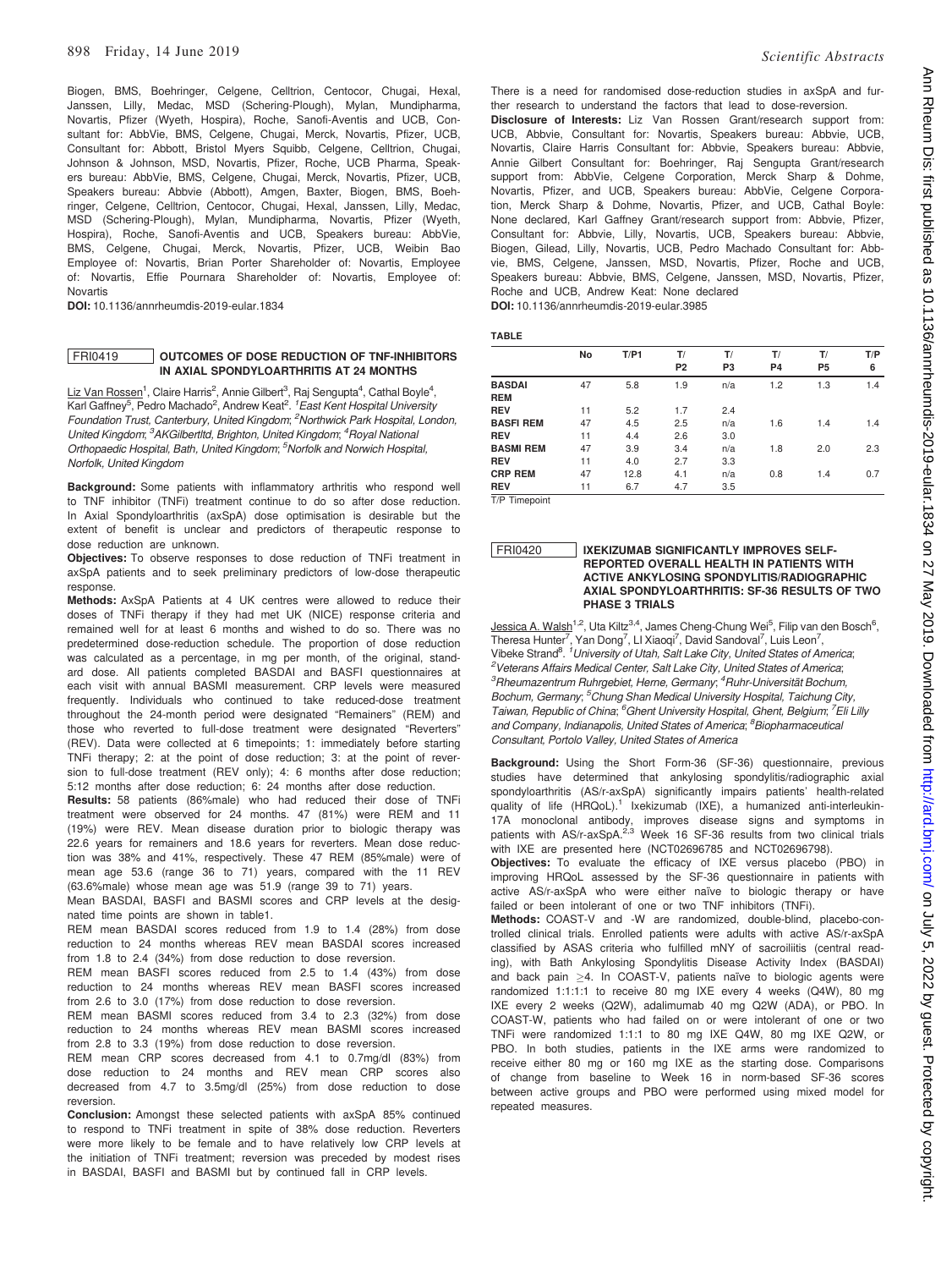Biogen, BMS, Boehringer, Celgene, Celltrion, Centocor, Chugai, Hexal, Janssen, Lilly, Medac, MSD (Schering-Plough), Mylan, Mundipharma, Novartis, Pfizer (Wyeth, Hospira), Roche, Sanofi-Aventis and UCB, Consultant for: AbbVie, BMS, Celgene, Chugai, Merck, Novartis, Pfizer, UCB, Consultant for: Abbott, Bristol Myers Squibb, Celgene, Celltrion, Chugai, Johnson & Johnson, MSD, Novartis, Pfizer, Roche, UCB Pharma, Speakers bureau: AbbVie, BMS, Celgene, Chugai, Merck, Novartis, Pfizer, UCB, Speakers bureau: Abbvie (Abbott), Amgen, Baxter, Biogen, BMS, Boehringer, Celgene, Celltrion, Centocor, Chugai, Hexal, Janssen, Lilly, Medac, MSD (Schering-Plough), Mylan, Mundipharma, Novartis, Pfizer (Wyeth, Hospira), Roche, Sanofi-Aventis and UCB, Speakers bureau: AbbVie, BMS, Celgene, Chugai, Merck, Novartis, Pfizer, UCB, Weibin Bao Employee of: Novartis, Brian Porter Shareholder of: Novartis, Employee of: Novartis, Effie Pournara Shareholder of: Novartis, Employee of: Novartis

**DOI:** 10.1136/annrheumdis-2019-eular.1834

## FRI0419 OUTCOMES OF DOSE REDUCTION OF TNF-INHIBITORS IN AXIAL SPONDYLOARTHRITIS AT 24 MONTHS

Liz Van Rossen[1], Claire Harris[2], Annie Gilbert[3], Raj Sengupta[4], Cathal Boyle[4], Karl Gaffney[5], Pedro Machado[2], Andrew Keat[2]. [1]*East Kent Hospital University Foundation Trust, Canterbury, United Kingdom;* [2]*Northwick Park Hospital, London, United Kingdom;* [3]*AKGilbertltd, Brighton, United Kingdom;* [4]*Royal National Orthopaedic Hospital, Bath, United Kingdom;* [5]*Norfolk and Norwich Hospital, Norfolk, United Kingdom*

**Background:** Some patients with inflammatory arthritis who respond well to TNF inhibitor (TNFi) treatment continue to do so after dose reduction. In Axial Spondyloarthritis (axSpA) dose optimisation is desirable but the extent of benefit is unclear and predictors of therapeutic response to dose reduction are unknown.

**Objectives:** To observe responses to dose reduction of TNFi treatment in axSpA patients and to seek preliminary predictors of low-dose therapeutic response.

**Methods:** AxSpA Patients at 4 UK centres were allowed to reduce their doses of TNFi therapy if they had met UK (NICE) response criteria and remained well for at least 6 months and wished to do so. There was no predetermined dose-reduction schedule. The proportion of dose reduction was calculated as a percentage, in mg per month, of the original, standard dose. All patients completed BASDAI and BASFI questionnaires at each visit with annual BASMI measurement. CRP levels were measured frequently. Individuals who continued to take reduced-dose treatment throughout the 24-month period were designated "Remainers" (REM) and those who reverted to full-dose treatment were designated "Reverters" (REV). Data were collected at 6 timepoints; 1: immediately before starting TNFi therapy; 2: at the point of dose reduction; 3: at the point of reversion to full-dose treatment (REV only); 4: 6 months after dose reduction; 5:12 months after dose reduction; 6: 24 months after dose reduction.

**Results:** 58 patients (86%male) who had reduced their dose of TNFi treatment were observed for 24 months. 47 (81%) were REM and 11 (19%) were REV. Mean disease duration prior to biologic therapy was 22.6 years for remainers and 18.6 years for reverters. Mean dose reduction was 38% and 41%, respectively. These 47 REM (85%male) were of mean age 53.6 (range 36 to 71) years, compared with the 11 REV (63.6%male) whose mean age was 51.9 (range 39 to 71) years.

Mean BASDAI, BASFI and BASMI scores and CRP levels at the designated time points are shown in table1.

REM mean BASDAI scores reduced from 1.9 to 1.4 (28%) from dose reduction to 24 months whereas REV mean BASDAI scores increased from 1.8 to 2.4 (34%) from dose reduction to dose reversion.

REM mean BASFI scores reduced from 2.5 to 1.4 (43%) from dose reduction to 24 months whereas REV mean BASFI scores increased from 2.6 to 3.0 (17%) from dose reduction to dose reversion.

REM mean BASMI scores reduced from 3.4 to 2.3 (32%) from dose reduction to 24 months whereas REV mean BASMI scores increased from 2.8 to 3.3 (19%) from dose reduction to dose reversion.

REM mean CRP scores decreased from 4.1 to 0.7mg/dl (83%) from dose reduction to 24 months and REV mean CRP scores also decreased from 4.7 to 3.5mg/dl (25%) from dose reduction to dose reversion.

**Conclusion:** Amongst these selected patients with axSpA 85% continued to respond to TNFi treatment in spite of 38% dose reduction. Reverters were more likely to be female and to have relatively low CRP levels at the initiation of TNFi treatment; reversion was preceded by modest rises in BASDAI, BASFI and BASMI but by continued fall in CRP levels.

There is a need for randomised dose-reduction studies in axSpA and further research to understand the factors that lead to dose-reversion.

**Disclosure of Interests:** Liz Van Rossen Grant/research support from: UCB, Abbvie, Consultant for: Novartis, Speakers bureau: Abbvie, UCB, Novartis, Claire Harris Consultant for: Abbvie, Speakers bureau: Abbvie, Annie Gilbert Consultant for: Boehringer, Raj Sengupta Grant/research support from: AbbVie, Celgene Corporation, Merck Sharp & Dohme, Novartis, Pfizer, and UCB, Speakers bureau: AbbVie, Celgene Corporation, Merck Sharp & Dohme, Novartis, Pfizer, and UCB, Cathal Boyle: None declared, Karl Gaffney Grant/research support from: Abbvie, Pfizer, Consultant for: Abbvie, Lilly, Novartis, UCB, Speakers bureau: Abbvie, Biogen, Gilead, Lilly, Novartis, UCB, Pedro Machado Consultant for: Abbvie, BMS, Celgene, Janssen, MSD, Novartis, Pfizer, Roche and UCB, Speakers bureau: Abbvie, BMS, Celgene, Janssen, MSD, Novartis, Pfizer, Roche and UCB, Andrew Keat: None declared

**DOI:** 10.1136/annrheumdis-2019-eular.3985

**TABLE**

| | No | T/P1 | T/P2 | T/P3 | T/P4 | T/P5 | T/P6 |
|---|---|---|---|---|---|---|---|
| BASDAI REM | 47 | 5.8 | 1.9 | n/a | 1.2 | 1.3 | 1.4 |
| REV | 11 | 5.2 | 1.7 | 2.4 | | | |
| BASFI REM | 47 | 4.5 | 2.5 | n/a | 1.6 | 1.4 | 1.4 |
| REV | 11 | 4.4 | 2.6 | 3.0 | | | |
| BASMI REM | 47 | 3.9 | 3.4 | n/a | 1.8 | 2.0 | 2.3 |
| REV | 11 | 4.0 | 2.7 | 3.3 | | | |
| CRP REM | 47 | 12.8 | 4.1 | n/a | 0.8 | 1.4 | 0.7 |
| REV | 11 | 6.7 | 4.7 | 3.5 | | | |

T/P Timepoint

## FRI0420 IXEKIZUMAB SIGNIFICANTLY IMPROVES SELF-REPORTED OVERALL HEALTH IN PATIENTS WITH ACTIVE ANKYLOSING SPONDYLITIS/RADIOGRAPHIC AXIAL SPONDYLOARTHRITIS: SF-36 RESULTS OF TWO PHASE 3 TRIALS

Jessica A. Walsh[1,2], Uta Kiltz[3,4], James Cheng-Chung Wei[5], Filip van den Bosch[6], Theresa Hunter[7], Yan Dong[7], LI Xiaoqi[7], David Sandoval[7], Luis Leon[7], Vibeke Strand[8]. [1]*University of Utah, Salt Lake City, United States of America;* [2]*Veterans Affairs Medical Center, Salt Lake City, United States of America;* [3]*Rheumazentrum Ruhrgebiet, Herne, Germany;* [4]*Ruhr-Universität Bochum, Bochum, Germany;* [5]*Chung Shan Medical University Hospital, Taichung City, Taiwan, Republic of China;* [6]*Ghent University Hospital, Ghent, Belgium;* [7]*Eli Lilly and Company, Indianapolis, United States of America;* [8]*Biopharmaceutical Consultant, Portolo Valley, United States of America*

**Background:** Using the Short Form-36 (SF-36) questionnaire, previous studies have determined that ankylosing spondylitis/radiographic axial spondyloarthritis (AS/r-axSpA) significantly impairs patients' health-related quality of life (HRQoL).[1] Ixekizumab (IXE), a humanized anti-interleukin-17A monoclonal antibody, improves disease signs and symptoms in patients with AS/r-axSpA.[2,3] Week 16 SF-36 results from two clinical trials with IXE are presented here (NCT02696785 and NCT02696798).

**Objectives:** To evaluate the efficacy of IXE versus placebo (PBO) in improving HRQoL assessed by the SF-36 questionnaire in patients with active AS/r-axSpA who were either naïve to biologic therapy or have failed or been intolerant of one or two TNF inhibitors (TNFi).

**Methods:** COAST-V and -W are randomized, double-blind, placebo-controlled clinical trials. Enrolled patients were adults with active AS/r-axSpA classified by ASAS criteria who fulfilled mNY of sacroiliitis (central reading), with Bath Ankylosing Spondylitis Disease Activity Index (BASDAI) and back pain ≥4. In COAST-V, patients naïve to biologic agents were randomized 1:1:1:1 to receive 80 mg IXE every 4 weeks (Q4W), 80 mg IXE every 2 weeks (Q2W), adalimumab 40 mg Q2W (ADA), or PBO. In COAST-W, patients who had failed on or were intolerant of one or two TNFis were randomized 1:1:1 to 80 mg IXE Q4W, 80 mg IXE Q2W, or PBO. In both studies, patients in the IXE arms were randomized to receive either 80 mg or 160 mg IXE as the starting dose. Comparisons of change from baseline to Week 16 in norm-based SF-36 scores between active groups and PBO were performed using mixed model for repeated measures.